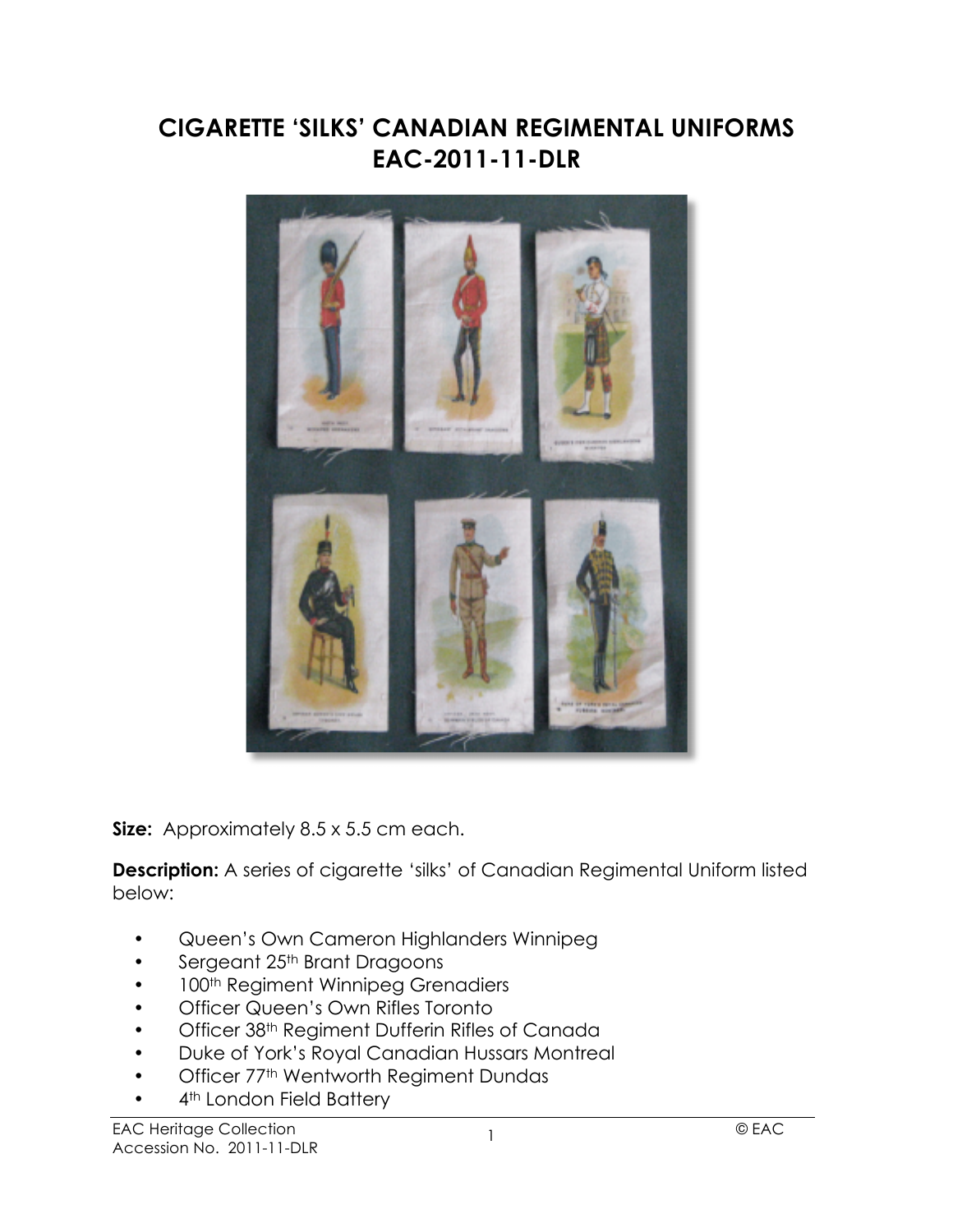# CIGARETTE 'SILKS' CANADIAN REGIMENTAL UNIFORMS
# EAC-2011-11-DLR

**Size:** Approximately 8.5 x 5.5 cm each.

**Description:** A series of cigarette 'silks' of Canadian Regimental Uniform listed below:

- Queen's Own Cameron Highlanders Winnipeg
- Sergeant 25th Brant Dragoons
- 100th Regiment Winnipeg Grenadiers
- Officer Queen's Own Rifles Toronto
- Officer 38th Regiment Dufferin Rifles of Canada
- Duke of York's Royal Canadian Hussars Montreal
- Officer 77th Wentworth Regiment Dundas
- 4th London Field Battery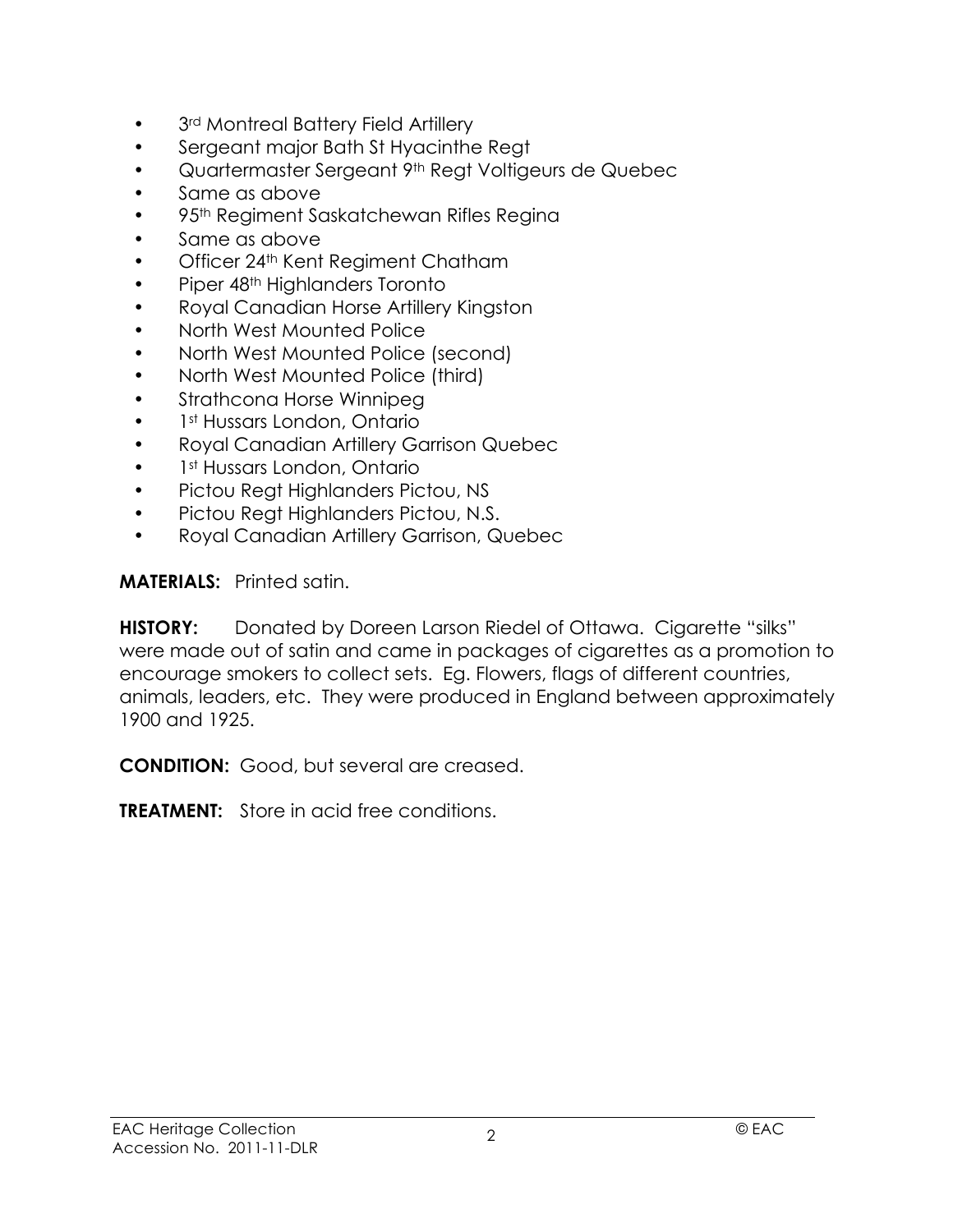- 3rd Montreal Battery Field Artillery
- Sergeant major Bath St Hyacinthe Regt
- Quartermaster Sergeant 9th Regt Voltigeurs de Quebec
- Same as above
- 95th Regiment Saskatchewan Rifles Regina
- Same as above
- Officer 24th Kent Regiment Chatham
- Piper 48th Highlanders Toronto
- Royal Canadian Horse Artillery Kingston
- North West Mounted Police
- North West Mounted Police (second)
- North West Mounted Police (third)
- Strathcona Horse Winnipeg
- 1st Hussars London, Ontario
- Royal Canadian Artillery Garrison Quebec
- 1st Hussars London, Ontario
- Pictou Regt Highlanders Pictou, NS
- Pictou Regt Highlanders Pictou, N.S.
- Royal Canadian Artillery Garrison, Quebec

**MATERIALS:** Printed satin.

**HISTORY:** Donated by Doreen Larson Riedel of Ottawa. Cigarette "silks" were made out of satin and came in packages of cigarettes as a promotion to encourage smokers to collect sets. Eg. Flowers, flags of different countries, animals, leaders, etc. They were produced in England between approximately 1900 and 1925.

**CONDITION:** Good, but several are creased.

**TREATMENT:** Store in acid free conditions.